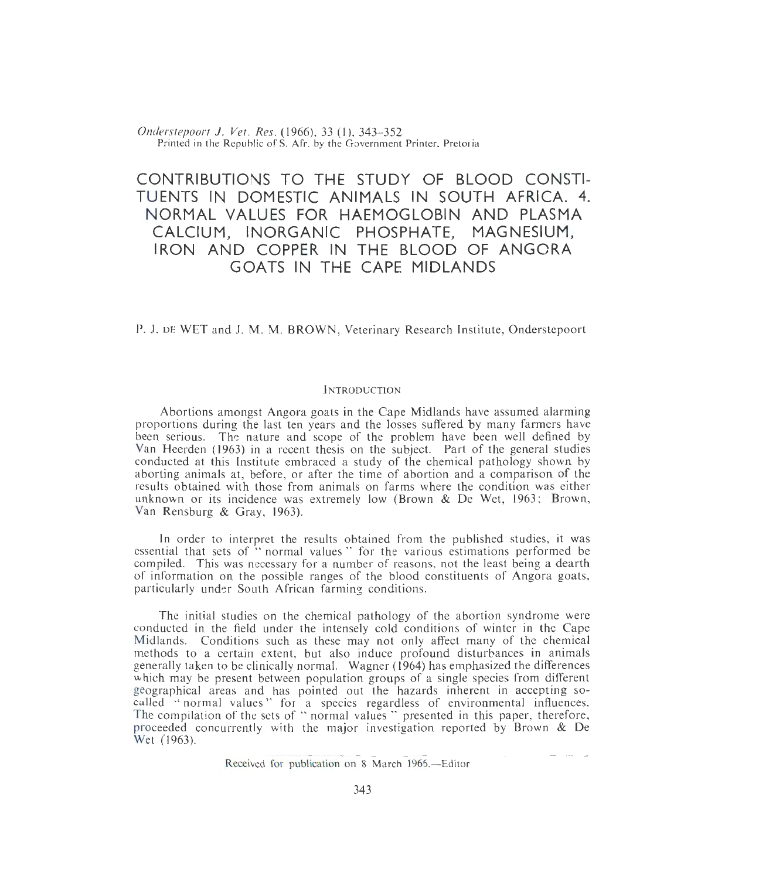# CONTRIBUTIONS TO THE STUDY OF BLOOD CONSTITUENTS IN DOMESTIC ANIMALS IN SOUTH AFRICA. 4. NORMAL VALUES FOR HAEMOGLOBIN AND PLASMA CALCIUM, INORGANIC PHOSPHATE, MAGNESIUM, IRON AND COPPER IN THE BLOOD OF ANGORA GOATS IN THE CAPE MIDLANDS

P. J. DE WET and J. M. M. BROWN, Veterinary Research Institute, Onderstepoort

## INTRODUCTION

Abortions amongst Angora goats in the Cape Midlands have assumed alarming proportions during the last ten years and the losses suffered by many farmers have been serious. The nature and scope of the problem have been well defined by Van Heerden (1963) in a recent thesis on the subject. Part of the general studies conducted at this Institute embraced a study of the chemical pathology shown by aborting animals at, before, or after the time of abortion and a comparison of the results obtained with those from animals on farms where the condition was either unknown or its incidence was extremely low (Brown & De Wet, 1963; Brown, Van Rensburg & Gray, 1963).

In order to interpret the results obtained from the published studies, it was essential that sets of "normal values" for the various estimations performed be compiled. This was necessary for a number of reasons, not the least being a dearth of information on the possible ranges of the blood constituents of Angora goats, particularly under South African farming conditions.

The initial studies on the chemical pathology of the abortion syndrome were conducted in the field under the intensely cold conditions of winter in the Cape Midlands. Conditions such as these may not only affect many of the chemical methods to a certain extent, but also induce profound disturbances in animals generally taken to be clinically normal. Wagner (1964) has emphasized the differences which may be present between population groups of a single species from different geographical areas and has pointed out the hazards inherent in accepting so-called "normal values" for a species regardless of environmental influences. The compilation of the sets of "normal values" presented in this paper, therefore, proceeded concurrently with the major investigation reported by Brown & De Wet (1963).

Received for publication on 8 March 1965.—Editor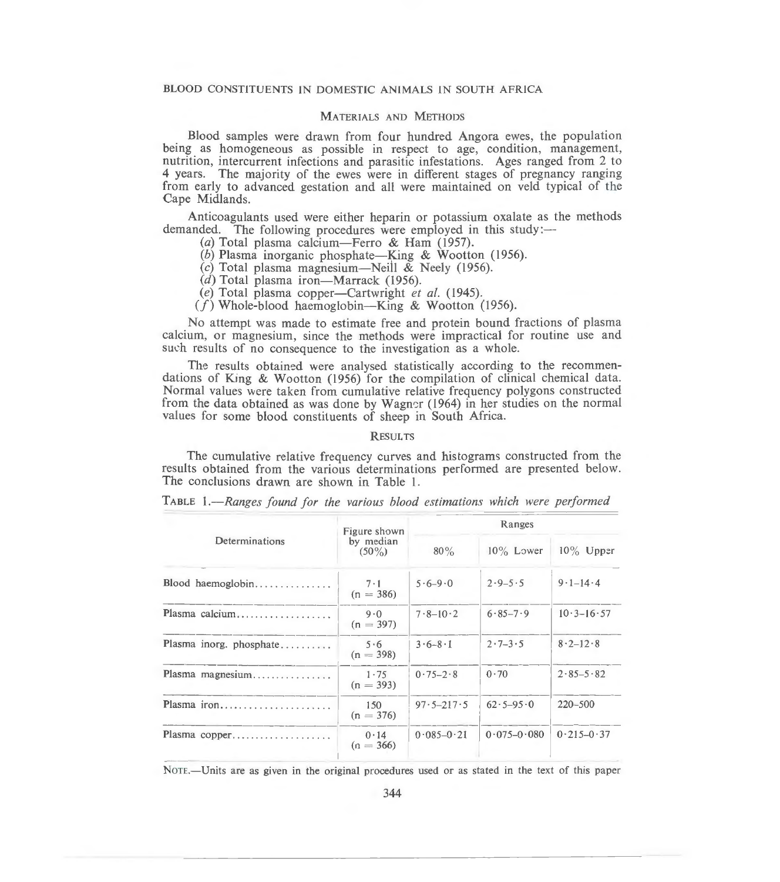## Materials and Methods

Blood samples were drawn from four hundred Angora ewes, the population being as homogeneous as possible in respect to age, condition, management, nutrition, intercurrent infections and parasitic infestations. Ages ranged from 2 to 4 years. The majority of the ewes were in different stages of pregnancy ranging from early to advanced gestation and all were maintained on veld typical of the Cape Midlands.

Anticoagulants used were either heparin or potassium oxalate as the methods demanded. The following procedures were employed in this study:—

(*a*) Total plasma calcium—Ferro & Ham (1957).
(*b*) Plasma inorganic phosphate—King & Wootton (1956).
(*c*) Total plasma magnesium—Neill & Neely (1956).
(*d*) Total plasma iron—Marrack (1956).
(*e*) Total plasma copper—Cartwright *et al.* (1945).
(*f*) Whole-blood haemoglobin—King & Wootton (1956).

No attempt was made to estimate free and protein bound fractions of plasma calcium, or magnesium, since the methods were impractical for routine use and such results of no consequence to the investigation as a whole.

The results obtained were analysed statistically according to the recommendations of King & Wootton (1956) for the compilation of clinical chemical data. Normal values were taken from cumulative relative frequency polygons constructed from the data obtained as was done by Wagner (1964) in her studies on the normal values for some blood constituents of sheep in South Africa.

## Results

The cumulative relative frequency curves and histograms constructed from the results obtained from the various determinations performed are presented below. The conclusions drawn are shown in Table 1.

Table 1.—*Ranges found for the various blood estimations which were performed*

| Determinations | Figure shown by median (50%) | Ranges | | |
|---|---|---|---|---|
| | | 80% | 10% Lower | 10% Upper |
| Blood haemoglobin | 7·1 (n = 386) | 5·6–9·0 | 2·9–5·5 | 9·1–14·4 |
| Plasma calcium | 9·0 (n = 397) | 7·8–10·2 | 6·85–7·9 | 10·3–16·57 |
| Plasma inorg. phosphate | 5·6 (n = 398) | 3·6–8·1 | 2·7–3·5 | 8·2–12·8 |
| Plasma magnesium | 1·75 (n = 393) | 0·75–2·8 | 0·70 | 2·85–5·82 |
| Plasma iron | 150 (n = 376) | 97·5–217·5 | 62·5–95·0 | 220–500 |
| Plasma copper | 0·14 (n = 366) | 0·085–0·21 | 0·075–0·080 | 0·215–0·37 |

Note.—Units are as given in the original procedures used or as stated in the text of this paper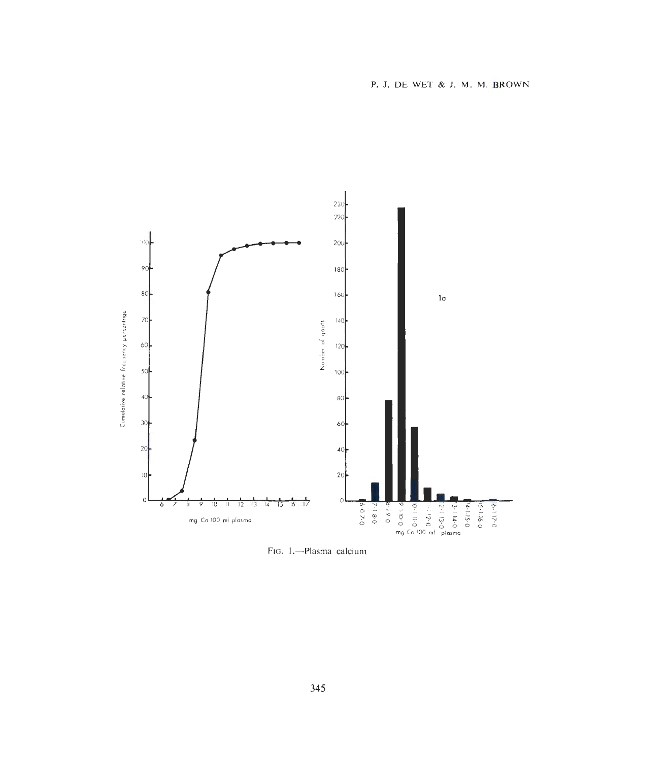FIG. 1.—Plasma calcium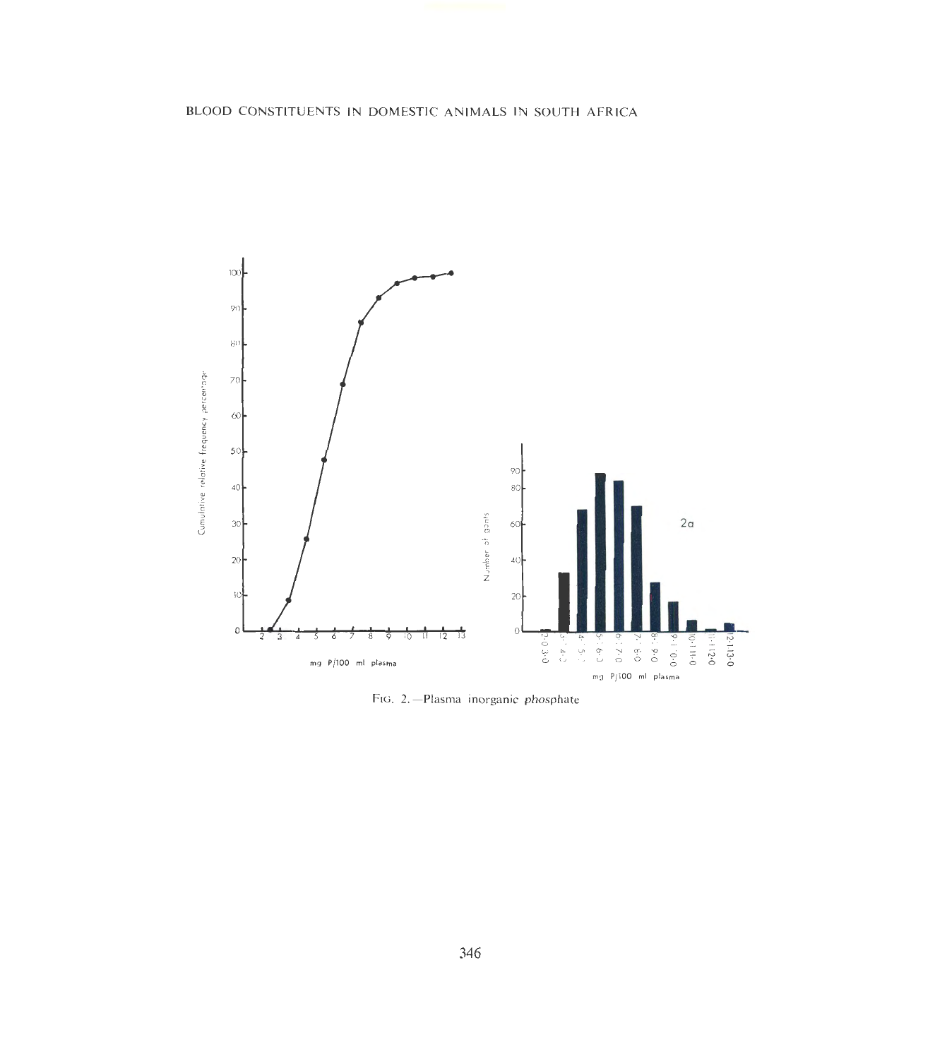FIG. 2.—Plasma inorganic phosphate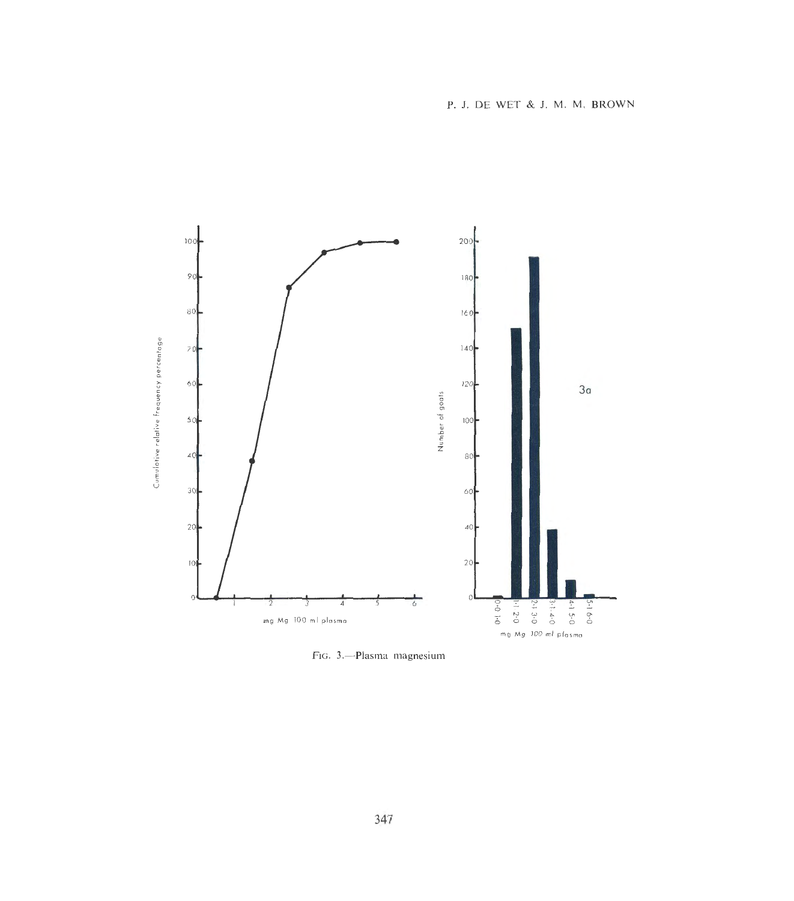FIG. 3.—Plasma magnesium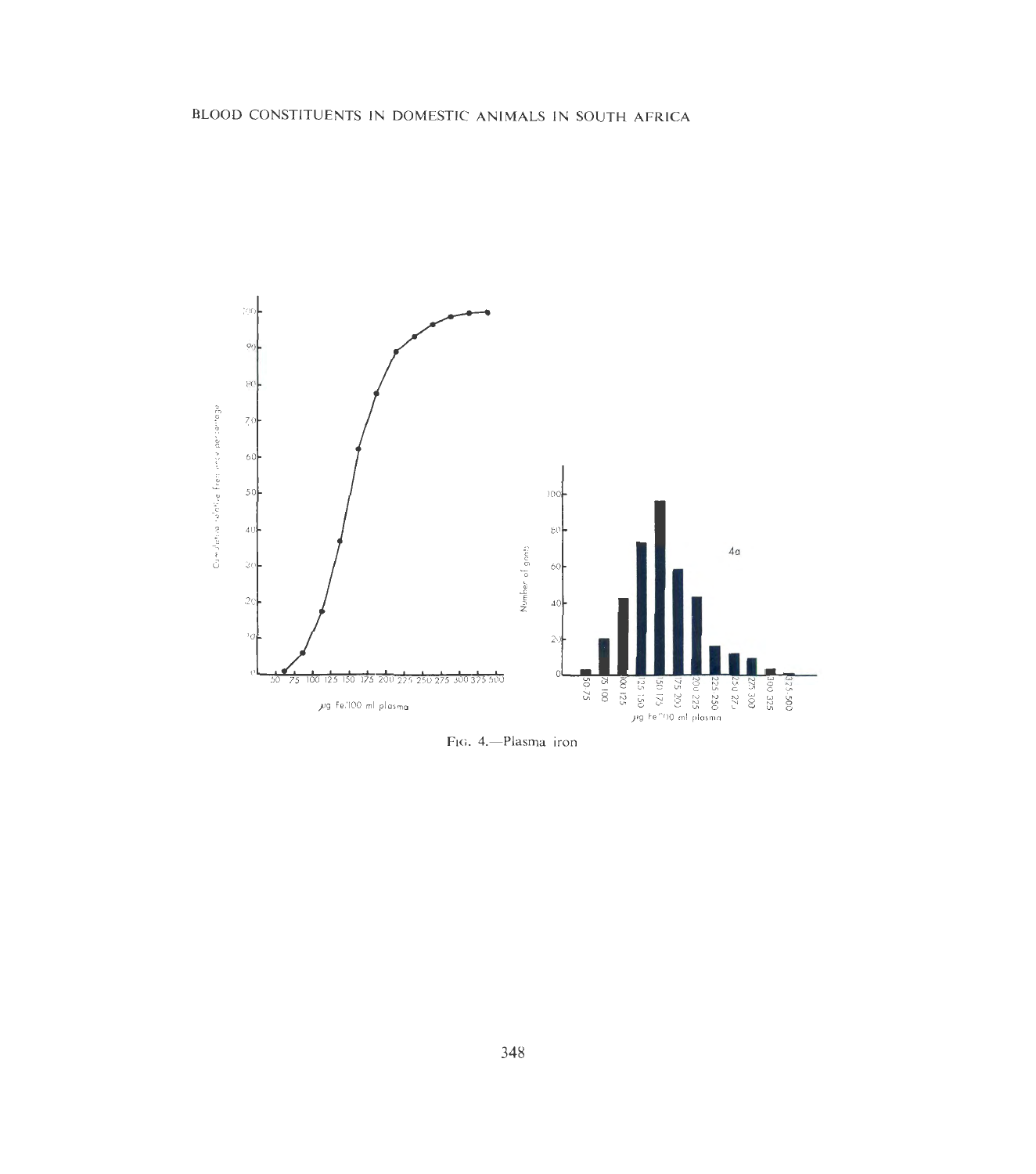FIG. 4.—Plasma iron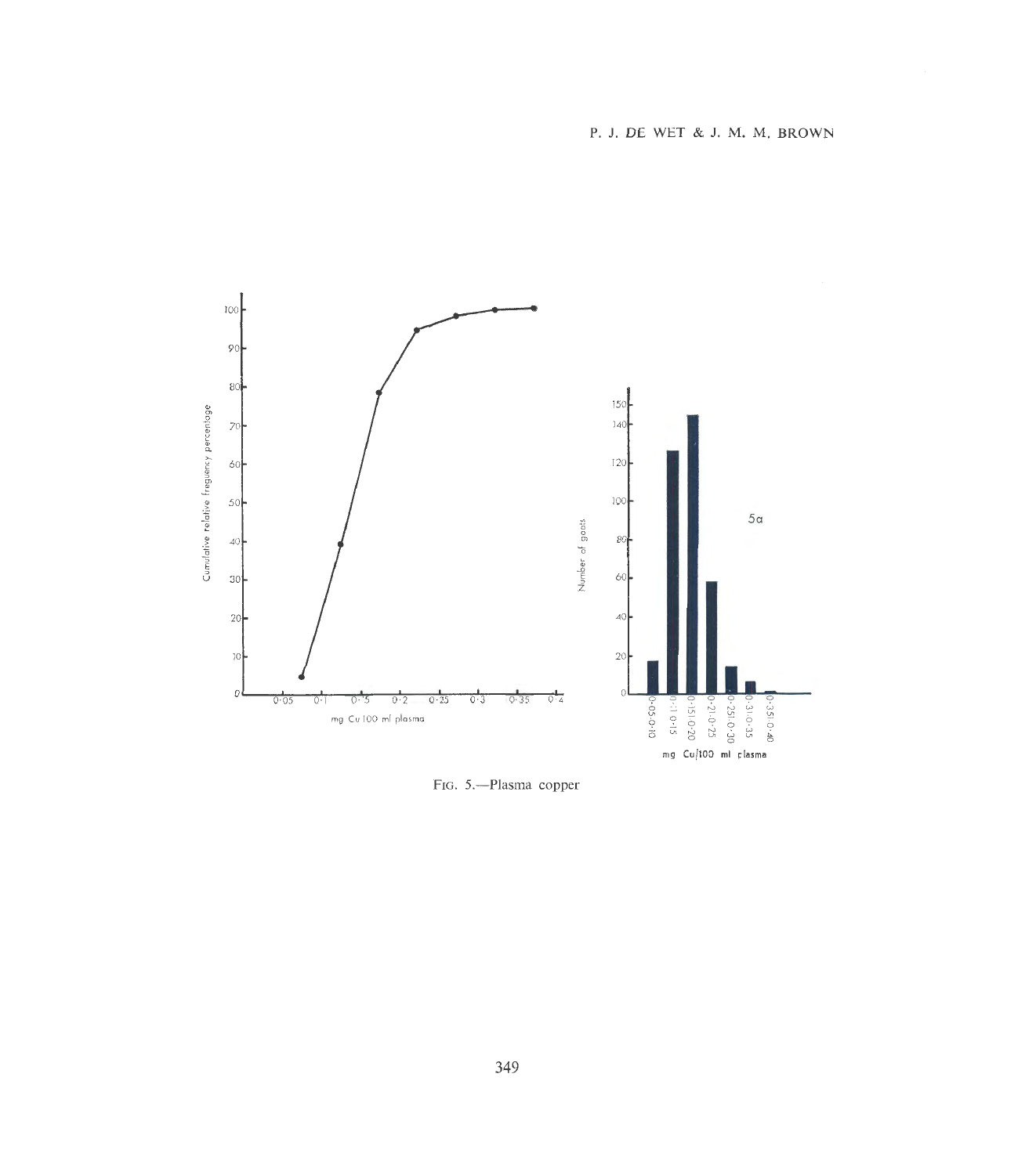FIG. 5.—Plasma copper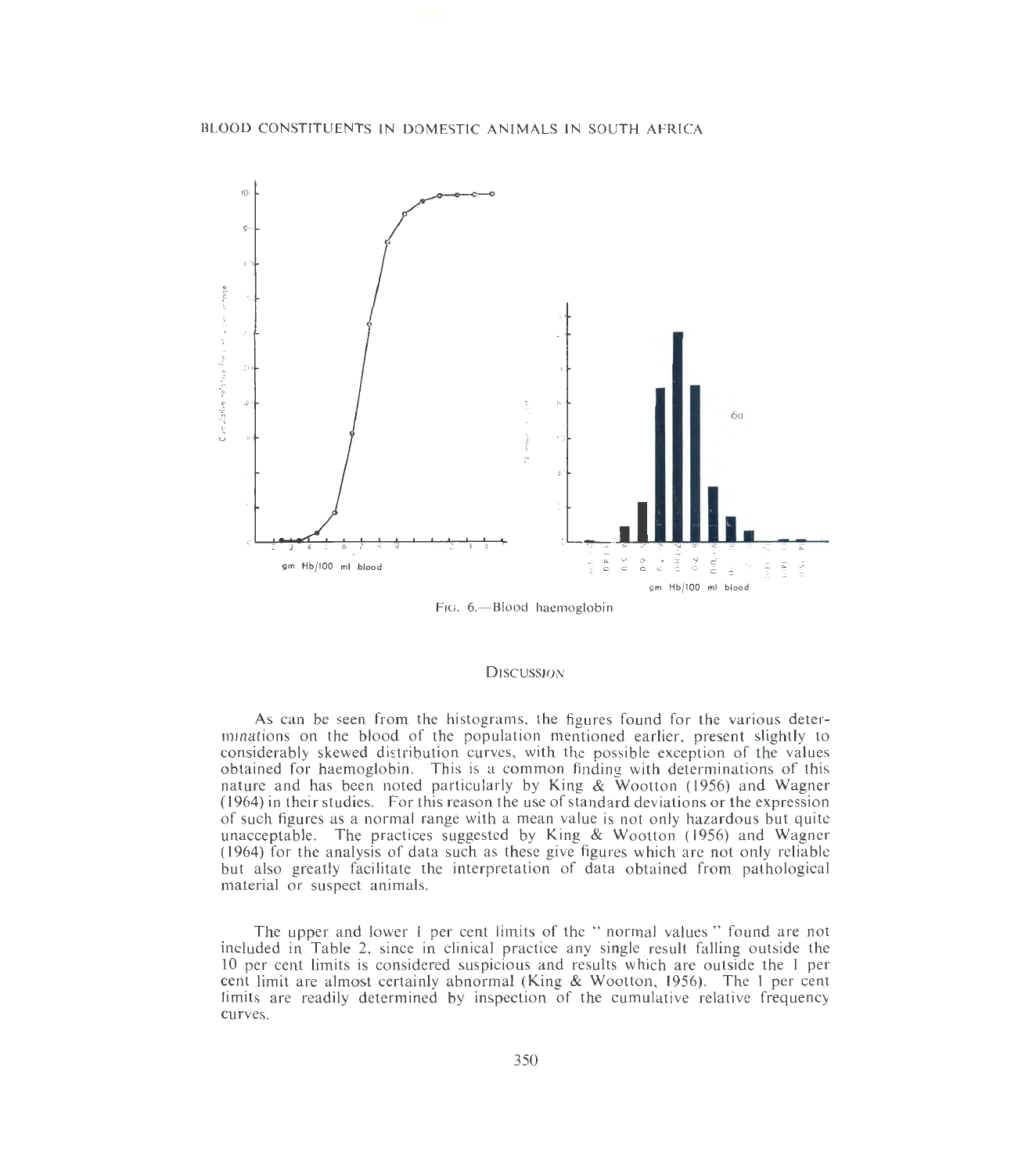FIG. 6.—Blood haemoglobin

## DISCUSSION

As can be seen from the histograms, the figures found for the various determinations on the blood of the population mentioned earlier, present slightly to considerably skewed distribution curves, with the possible exception of the values obtained for haemoglobin. This is a common finding with determinations of this nature and has been noted particularly by King & Wootton (1956) and Wagner (1964) in their studies. For this reason the use of standard deviations or the expression of such figures as a normal range with a mean value is not only hazardous but quite unacceptable. The practices suggested by King & Wootton (1956) and Wagner (1964) for the analysis of data such as these give figures which are not only reliable but also greatly facilitate the interpretation of data obtained from pathological material or suspect animals.

The upper and lower 1 per cent limits of the " normal values " found are not included in Table 2, since in clinical practice any single result falling outside the 10 per cent limits is considered suspicious and results which are outside the 1 per cent limit are almost certainly abnormal (King & Wootton, 1956). The 1 per cent limits are readily determined by inspection of the cumulative relative frequency curves.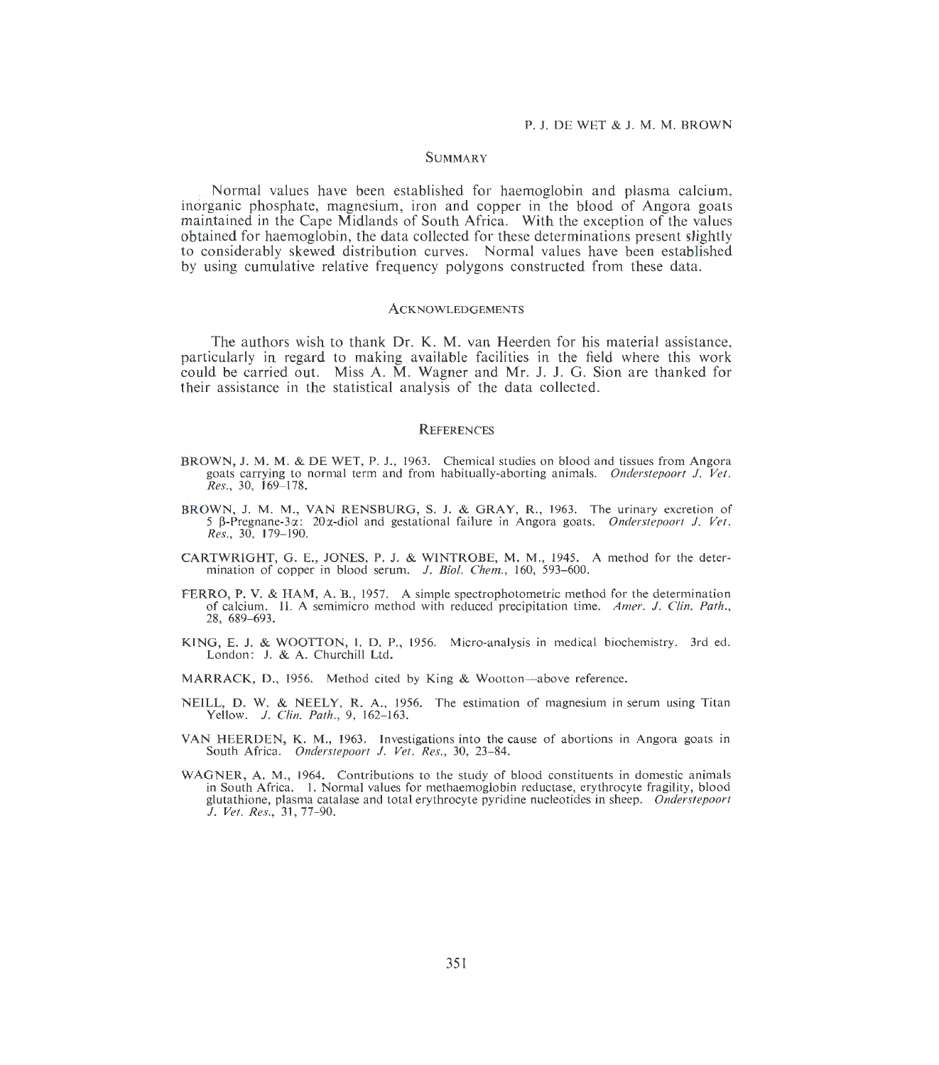## Summary

Normal values have been established for haemoglobin and plasma calcium, inorganic phosphate, magnesium, iron and copper in the blood of Angora goats maintained in the Cape Midlands of South Africa. With the exception of the values obtained for haemoglobin, the data collected for these determinations present slightly to considerably skewed distribution curves. Normal values have been established by using cumulative relative frequency polygons constructed from these data.

## Acknowledgements

The authors wish to thank Dr. K. M. van Heerden for his material assistance, particularly in regard to making available facilities in the field where this work could be carried out. Miss A. M. Wagner and Mr. J. J. G. Sion are thanked for their assistance in the statistical analysis of the data collected.

## References

BROWN, J. M. M. & DE WET, P. J., 1963. Chemical studies on blood and tissues from Angora goats carrying to normal term and from habitually-aborting animals. *Onderstepoort J. Vet. Res.*, 30, 169–178.

BROWN, J. M. M., VAN RENSBURG, S. J. & GRAY, R., 1963. The urinary excretion of 5 β-Pregnane-3α: 20α-diol and gestational failure in Angora goats. *Onderstepoort J. Vet. Res.*, 30, 179–190.

CARTWRIGHT, G. E., JONES, P. J. & WINTROBE, M. M., 1945. A method for the determination of copper in blood serum. *J. Biol. Chem.*, 160, 593–600.

FERRO, P. V. & HAM, A. B., 1957. A simple spectrophotometric method for the determination of calcium. II. A semimicro method with reduced precipitation time. *Amer. J. Clin. Path.*, 28, 689–693.

KING, E. J. & WOOTTON, I. D. P., 1956. Micro-analysis in medical biochemistry. 3rd ed. London: J. & A. Churchill Ltd.

MARRACK, D., 1956. Method cited by King & Wootton—above reference.

NEILL, D. W. & NEELY, R. A., 1956. The estimation of magnesium in serum using Titan Yellow. *J. Clin. Path.*, 9, 162–163.

VAN HEERDEN, K. M., 1963. Investigations into the cause of abortions in Angora goats in South Africa. *Onderstepoort J. Vet. Res.*, 30, 23–84.

WAGNER, A. M., 1964. Contributions to the study of blood constituents in domestic animals in South Africa. 1. Normal values for methaemoglobin reductase, erythrocyte fragility, blood glutathione, plasma catalase and total erythrocyte pyridine nucleotides in sheep. *Onderstepoort J. Vet. Res.*, 31, 77–90.